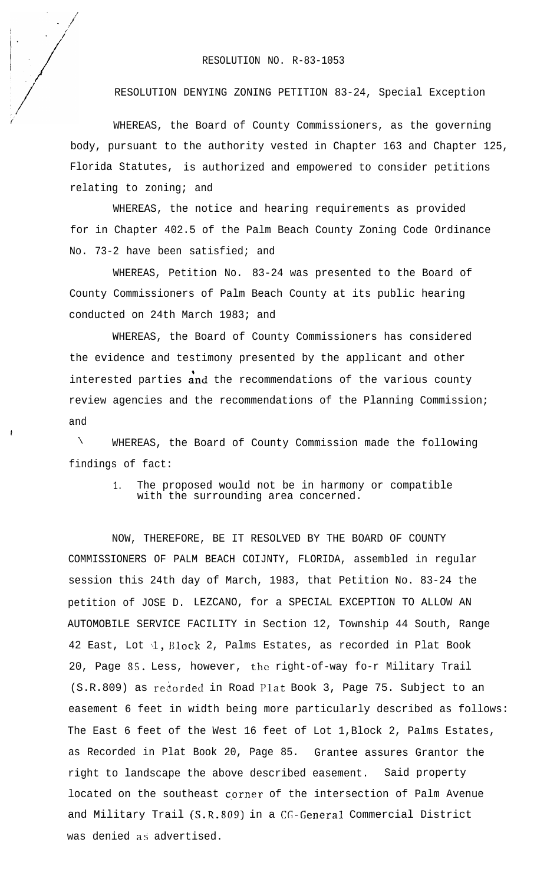# RESOLUTION NO. R-83-1053

## RESOLUTION DENYING ZONING PETITION 83-24, Special Exception

WHEREAS, the Board of County Commissioners, as the governing body, pursuant to the authority vested in Chapter 163 and Chapter 125, Florida Statutes, is authorized and empowered to consider petitions relating to zoning; and

WHEREAS, the notice and hearing requirements as provided for in Chapter 402.5 of the Palm Beach County Zoning Code Ordinance No. 73-2 have been satisfied; and

WHEREAS, Petition No. 83-24 was presented to the Board of County Commissioners of Palm Beach County at its public hearing conducted on 24th March 1983; and

WHEREAS, the Board of County Commissioners has considered the evidence and testimony presented by the applicant and other interested parties and the recommendations of the various county review agencies and the recommendations of the Planning Commission; and

WHEREAS, the Board of County Commission made the following findings of fact:

1. The proposed would not be in harmony or compatible with the surrounding area concerned.

NOW, THEREFORE, BE IT RESOLVED BY THE BOARD OF COUNTY COMMISSIONERS OF PALM BEACH COIJNTY, FLORIDA, assembled in regular session this 24th day of March, 1983, that Petition No. 83-24 the petition of JOSE D. LEZCANO, for a SPECIAL EXCEPTION TO ALLOW AN AUTOMOBILE SERVICE FACILITY in Section 12, Township 44 South, Range 42 East, Lot 1, Block 2, Palms Estates, as recorded in Plat Book 20, Page 85. Less, however, the right-of-way fo-r Military Trail (S.R.809) as recorded in Road Plat Book 3, Page 75. Subject to an easement 6 feet in width being more particularly described as follows: The East 6 feet of the West 16 feet of Lot 1,Block 2, Palms Estates, as Recorded in Plat Book 20, Page 85. Grantee assures Grantor the right to landscape the above described easement. Said property located on the southeast corner of the intersection of Palm Avenue and Military Trail (S.R.809) in a CG-General Commercial District was denied as advertised.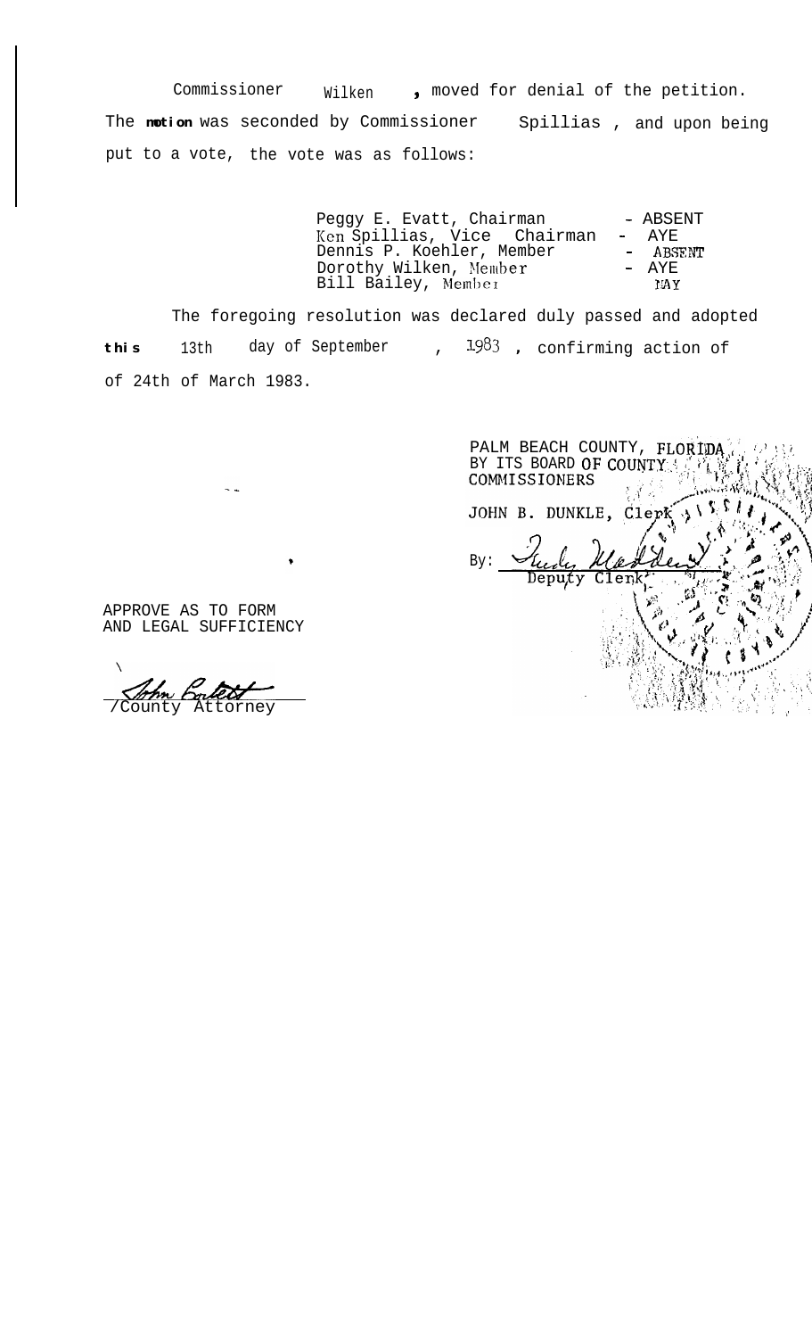Commissioner Wilken, moved for denial of the petition. The **motion** was seconded by Commissioner Spillias, and upon being put to a vote, the vote was as follows:

| | |
|---|---|
| Peggy E. Evatt, Chairman | - ABSENT |
| Ken Spillias, Vice Chairman | - AYE |
| Dennis P. Koehler, Member | - ABSENT |
| Dorothy Wilken, Member | - AYE |
| Bill Bailey, Member | NAY |

The foregoing resolution was declared duly passed and adopted **this** 13th day of September, 1983, confirming action of of 24th of March 1983.

PALM BEACH COUNTY, FLORIDA
BY ITS BOARD OF COUNTY
COMMISSIONERS

JOHN B. DUNKLE, Clerk

By: _______________
Deputy Clerk

APPROVE AS TO FORM
AND LEGAL SUFFICIENCY

_______________
/County Attorney